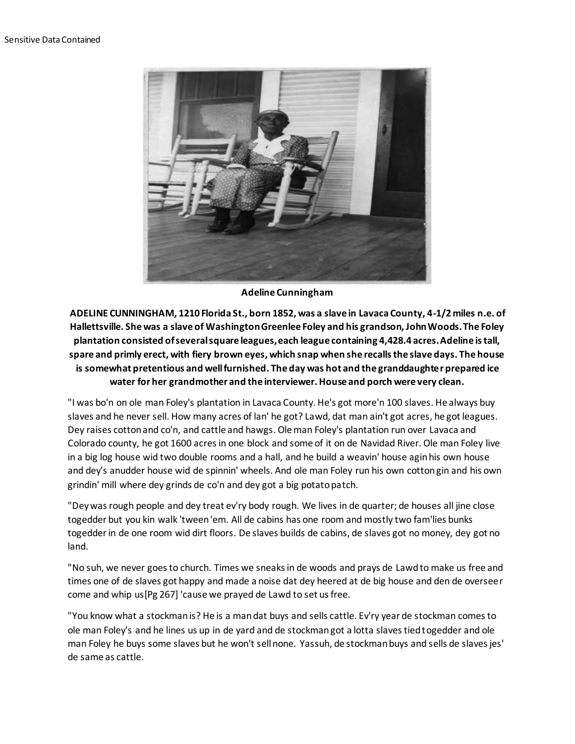Sensitive Data Contained

**Adeline Cunningham**

**ADELINE CUNNINGHAM, 1210 Florida St., born 1852, was a slave in Lavaca County, 4-1/2 miles n.e. of Hallettsville. She was a slave of Washington Greenlee Foley and his grandson, John Woods. The Foley plantation consisted of several square leagues, each league containing 4,428.4 acres. Adeline is tall, spare and primly erect, with fiery brown eyes, which snap when she recalls the slave days. The house is somewhat pretentious and well furnished. The day was hot and the granddaughter prepared ice water for her grandmother and the interviewer. House and porch were very clean.**

"I was bo'n on ole man Foley's plantation in Lavaca County. He's got more'n 100 slaves. He always buy slaves and he never sell. How many acres of lan' he got? Lawd, dat man ain't got acres, he got leagues. Dey raises cotton and co'n, and cattle and hawgs. Ole man Foley's plantation run over Lavaca and Colorado county, he got 1600 acres in one block and some of it on de Navidad River. Ole man Foley live in a big log house wid two double rooms and a hall, and he build a weavin' house agin his own house and dey's anudder house wid de spinnin' wheels. And ole man Foley run his own cotton gin and his own grindin' mill where dey grinds de co'n and dey got a big potato patch.

"Dey was rough people and dey treat ev'ry body rough. We lives in de quarter; de houses all jine close togedder but you kin walk 'tween 'em. All de cabins has one room and mostly two fam'lies bunks togedder in de one room wid dirt floors. De slaves builds de cabins, de slaves got no money, dey got no land.

"No suh, we never goes to church. Times we sneaks in de woods and prays de Lawd to make us free and times one of de slaves got happy and made a noise dat dey heered at de big house and den de overseer come and whip us[Pg 267] 'cause we prayed de Lawd to set us free.

"You know what a stockman is? He is a man dat buys and sells cattle. Ev'ry year de stockman comes to ole man Foley's and he lines us up in de yard and de stockman got a lotta slaves tied togedder and ole man Foley he buys some slaves but he won't sell none. Yassuh, de stockman buys and sells de slaves jes' de same as cattle.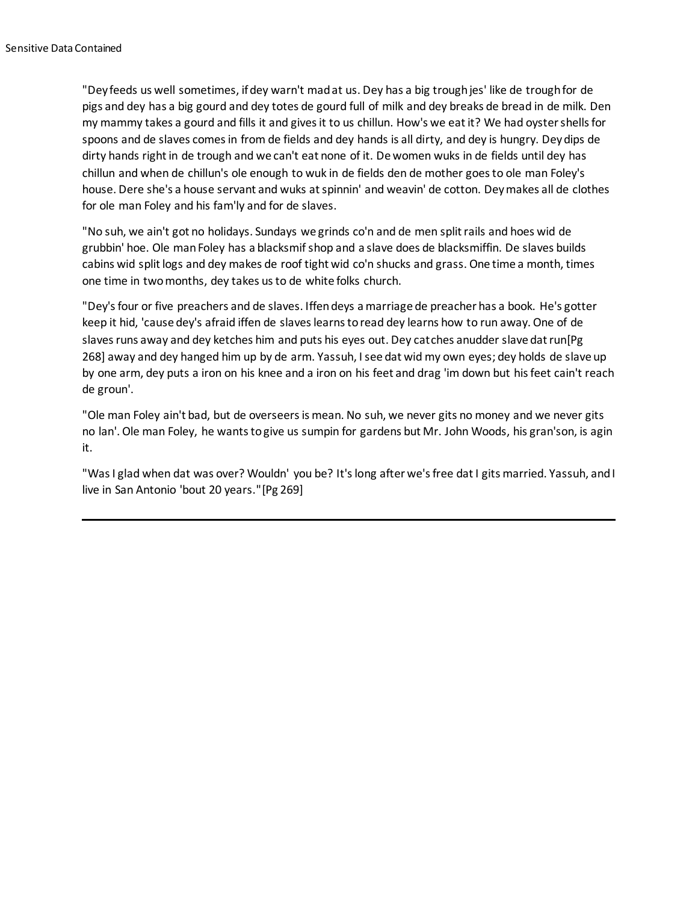"Dey feeds us well sometimes, if dey warn't mad at us. Dey has a big trough jes' like de trough for de pigs and dey has a big gourd and dey totes de gourd full of milk and dey breaks de bread in de milk. Den my mammy takes a gourd and fills it and gives it to us chillun. How's we eat it? We had oyster shells for spoons and de slaves comes in from de fields and dey hands is all dirty, and dey is hungry. Dey dips de dirty hands right in de trough and we can't eat none of it. De women wuks in de fields until dey has chillun and when de chillun's ole enough to wuk in de fields den de mother goes to ole man Foley's house. Dere she's a house servant and wuks at spinnin' and weavin' de cotton. Dey makes all de clothes for ole man Foley and his fam'ly and for de slaves.

"No suh, we ain't got no holidays. Sundays we grinds co'n and de men split rails and hoes wid de grubbin' hoe. Ole man Foley has a blacksmif shop and a slave does de blacksmiffin. De slaves builds cabins wid split logs and dey makes de roof tight wid co'n shucks and grass. One time a month, times one time in two months, dey takes us to de white folks church.

"Dey's four or five preachers and de slaves. Iffen deys a marriage de preacher has a book. He's gotter keep it hid, 'cause dey's afraid iffen de slaves learns to read dey learns how to run away. One of de slaves runs away and dey ketches him and puts his eyes out. Dey catches anudder slave dat run[Pg 268] away and dey hanged him up by de arm. Yassuh, I see dat wid my own eyes; dey holds de slave up by one arm, dey puts a iron on his knee and a iron on his feet and drag 'im down but his feet cain't reach de groun'.

"Ole man Foley ain't bad, but de overseers is mean. No suh, we never gits no money and we never gits no lan'. Ole man Foley, he wants to give us sumpin for gardens but Mr. John Woods, his gran'son, is agin it.

"Was I glad when dat was over? Wouldn' you be? It's long after we's free dat I gits married. Yassuh, and I live in San Antonio 'bout 20 years."[Pg 269]

---